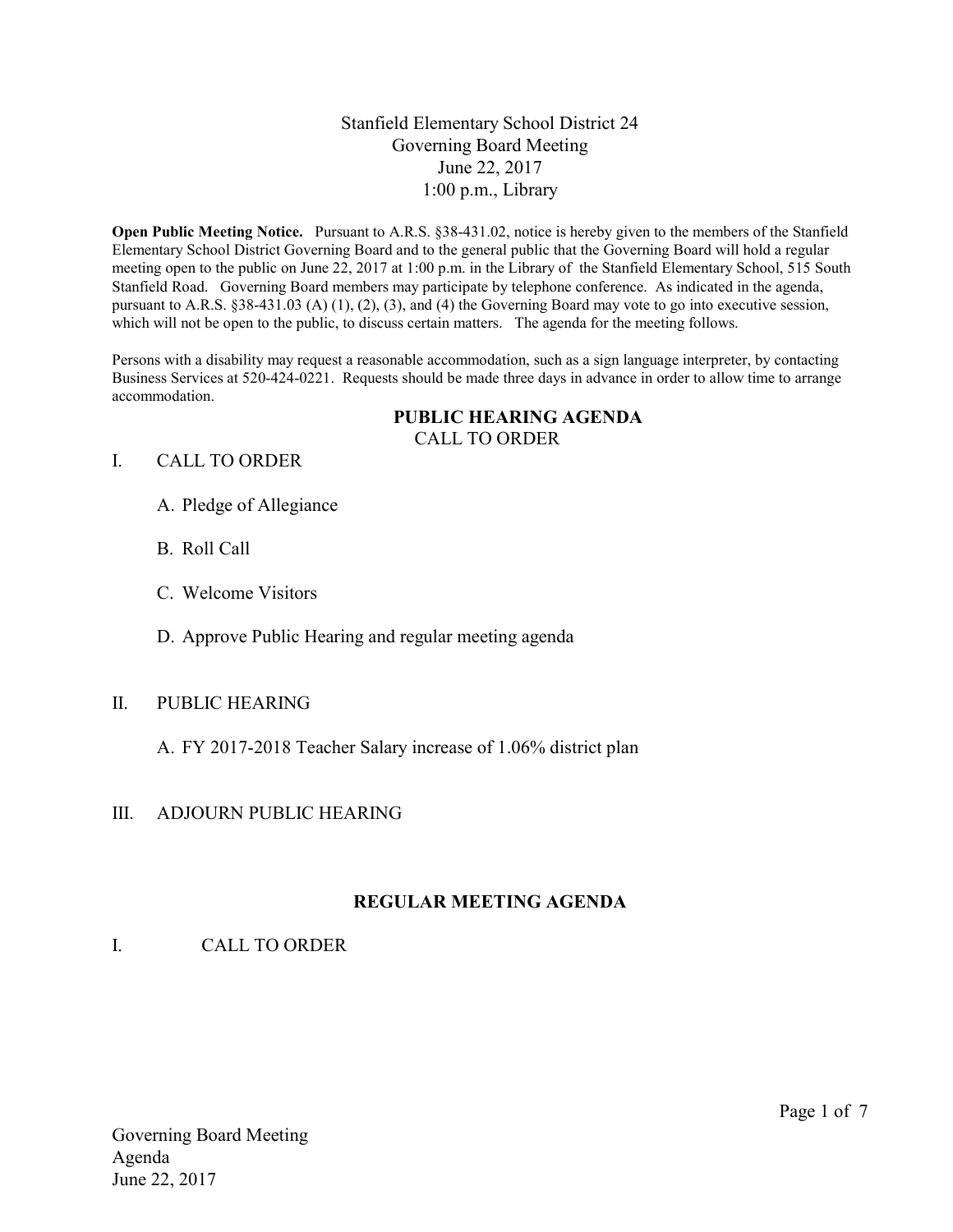# Stanfield Elementary School District 24
## Governing Board Meeting
## June 22, 2017
## 1:00 p.m., Library

**Open Public Meeting Notice.** Pursuant to A.R.S. §38-431.02, notice is hereby given to the members of the Stanfield Elementary School District Governing Board and to the general public that the Governing Board will hold a regular meeting open to the public on June 22, 2017 at 1:00 p.m. in the Library of the Stanfield Elementary School, 515 South Stanfield Road. Governing Board members may participate by telephone conference. As indicated in the agenda, pursuant to A.R.S. §38-431.03 (A) (1), (2), (3), and (4) the Governing Board may vote to go into executive session, which will not be open to the public, to discuss certain matters. The agenda for the meeting follows.

Persons with a disability may request a reasonable accommodation, such as a sign language interpreter, by contacting Business Services at 520-424-0221. Requests should be made three days in advance in order to allow time to arrange accommodation.

## PUBLIC HEARING AGENDA

CALL TO ORDER

I. CALL TO ORDER

A. Pledge of Allegiance

B. Roll Call

C. Welcome Visitors

D. Approve Public Hearing and regular meeting agenda

II. PUBLIC HEARING

A. FY 2017-2018 Teacher Salary increase of 1.06% district plan

III. ADJOURN PUBLIC HEARING

## REGULAR MEETING AGENDA

I. CALL TO ORDER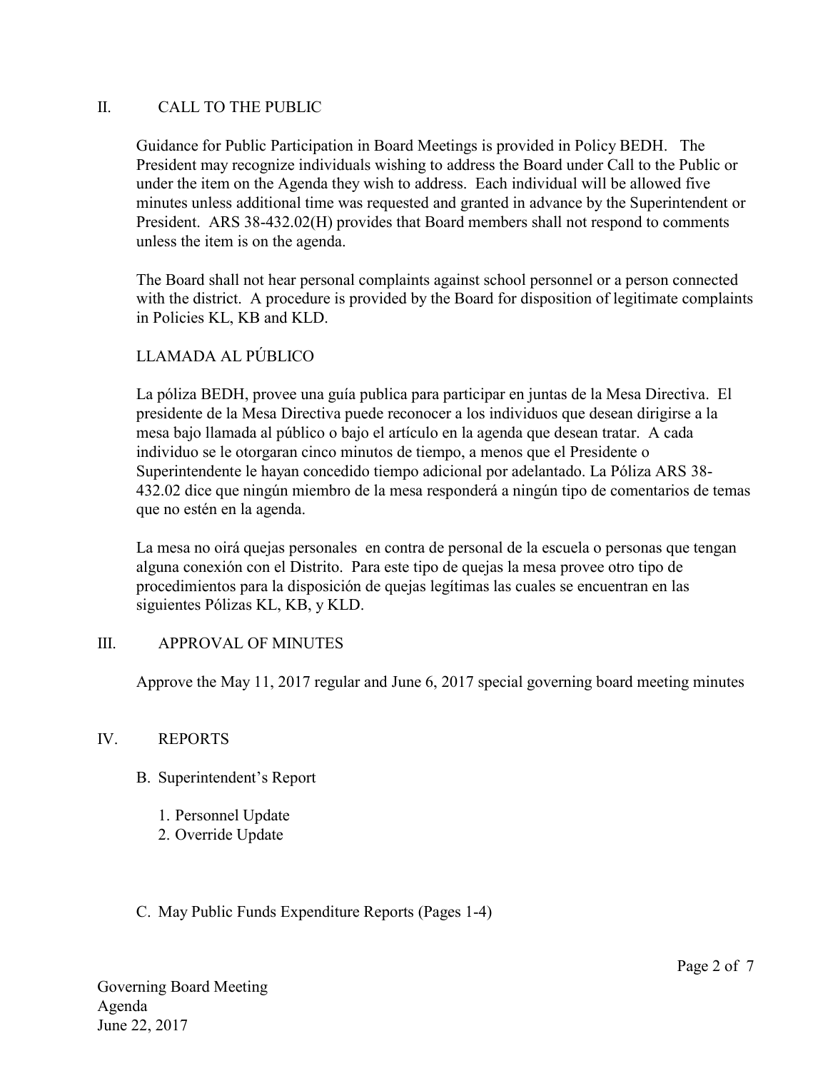## II. CALL TO THE PUBLIC

Guidance for Public Participation in Board Meetings is provided in Policy BEDH. The President may recognize individuals wishing to address the Board under Call to the Public or under the item on the Agenda they wish to address. Each individual will be allowed five minutes unless additional time was requested and granted in advance by the Superintendent or President. ARS 38-432.02(H) provides that Board members shall not respond to comments unless the item is on the agenda.

The Board shall not hear personal complaints against school personnel or a person connected with the district. A procedure is provided by the Board for disposition of legitimate complaints in Policies KL, KB and KLD.

### LLAMADA AL PÚBLICO

La póliza BEDH, provee una guía publica para participar en juntas de la Mesa Directiva. El presidente de la Mesa Directiva puede reconocer a los individuos que desean dirigirse a la mesa bajo llamada al público o bajo el artículo en la agenda que desean tratar. A cada individuo se le otorgaran cinco minutos de tiempo, a menos que el Presidente o Superintendente le hayan concedido tiempo adicional por adelantado. La Póliza ARS 38-432.02 dice que ningún miembro de la mesa responderá a ningún tipo de comentarios de temas que no estén en la agenda.

La mesa no oirá quejas personales en contra de personal de la escuela o personas que tengan alguna conexión con el Distrito. Para este tipo de quejas la mesa provee otro tipo de procedimientos para la disposición de quejas legítimas las cuales se encuentran en las siguientes Pólizas KL, KB, y KLD.

## III. APPROVAL OF MINUTES

Approve the May 11, 2017 regular and June 6, 2017 special governing board meeting minutes

## IV. REPORTS

B. Superintendent's Report

1. Personnel Update
2. Override Update

C. May Public Funds Expenditure Reports (Pages 1-4)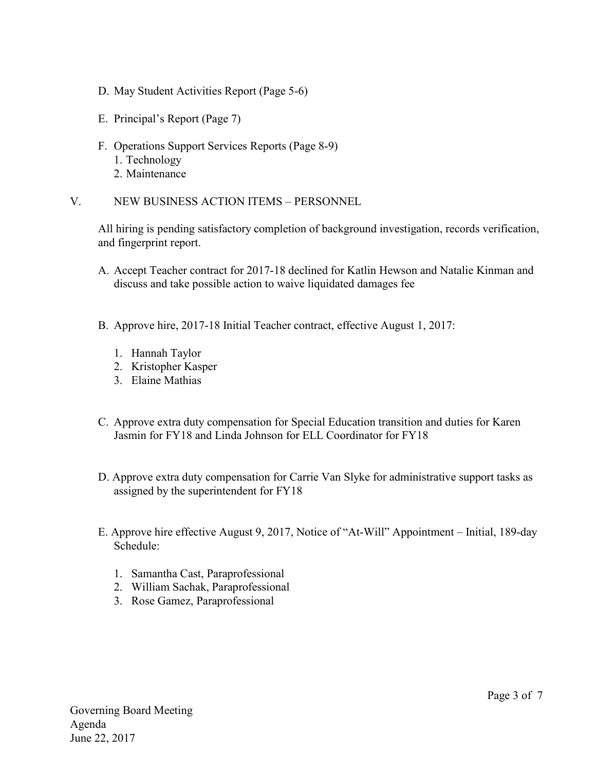D. May Student Activities Report (Page 5-6)

E. Principal's Report (Page 7)

F. Operations Support Services Reports (Page 8-9)
   1. Technology
   2. Maintenance

V. NEW BUSINESS ACTION ITEMS – PERSONNEL

All hiring is pending satisfactory completion of background investigation, records verification, and fingerprint report.

A. Accept Teacher contract for 2017-18 declined for Katlin Hewson and Natalie Kinman and discuss and take possible action to waive liquidated damages fee

B. Approve hire, 2017-18 Initial Teacher contract, effective August 1, 2017:

   1. Hannah Taylor
   2. Kristopher Kasper
   3. Elaine Mathias

C. Approve extra duty compensation for Special Education transition and duties for Karen Jasmin for FY18 and Linda Johnson for ELL Coordinator for FY18

D. Approve extra duty compensation for Carrie Van Slyke for administrative support tasks as assigned by the superintendent for FY18

E. Approve hire effective August 9, 2017, Notice of "At-Will" Appointment – Initial, 189-day Schedule:

   1. Samantha Cast, Paraprofessional
   2. William Sachak, Paraprofessional
   3. Rose Gamez, Paraprofessional

Governing Board Meeting
Agenda
June 22, 2017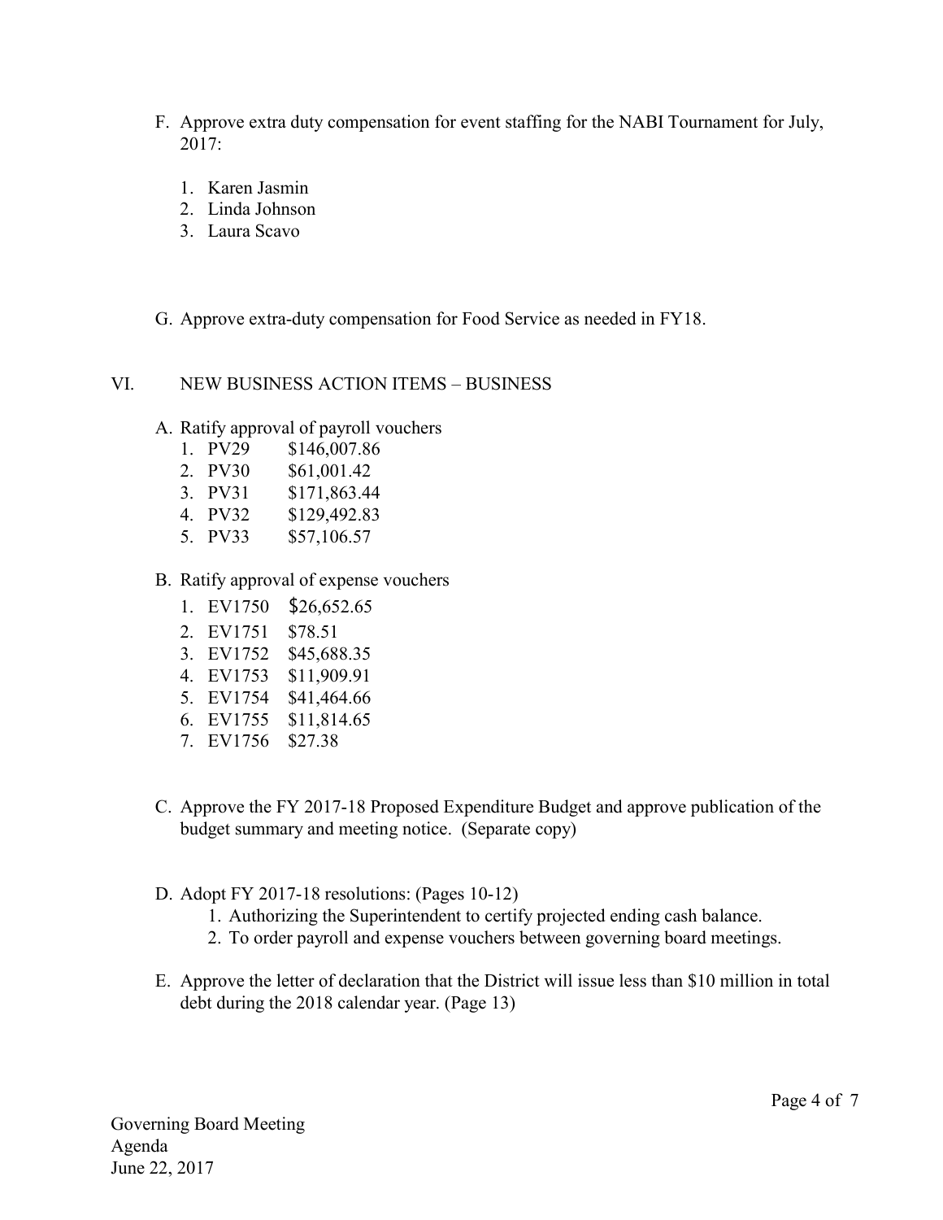F. Approve extra duty compensation for event staffing for the NABI Tournament for July, 2017:

1. Karen Jasmin
2. Linda Johnson
3. Laura Scavo

G. Approve extra-duty compensation for Food Service as needed in FY18.

## VI. NEW BUSINESS ACTION ITEMS – BUSINESS

A. Ratify approval of payroll vouchers

1. PV29 $146,007.86
2. PV30 $61,001.42
3. PV31 $171,863.44
4. PV32 $129,492.83
5. PV33 $57,106.57

B. Ratify approval of expense vouchers

1. EV1750 $26,652.65
2. EV1751 $78.51
3. EV1752 $45,688.35
4. EV1753 $11,909.91
5. EV1754 $41,464.66
6. EV1755 $11,814.65
7. EV1756 $27.38

C. Approve the FY 2017-18 Proposed Expenditure Budget and approve publication of the budget summary and meeting notice. (Separate copy)

D. Adopt FY 2017-18 resolutions: (Pages 10-12)

1. Authorizing the Superintendent to certify projected ending cash balance.
2. To order payroll and expense vouchers between governing board meetings.

E. Approve the letter of declaration that the District will issue less than $10 million in total debt during the 2018 calendar year. (Page 13)

Governing Board Meeting
Agenda
June 22, 2017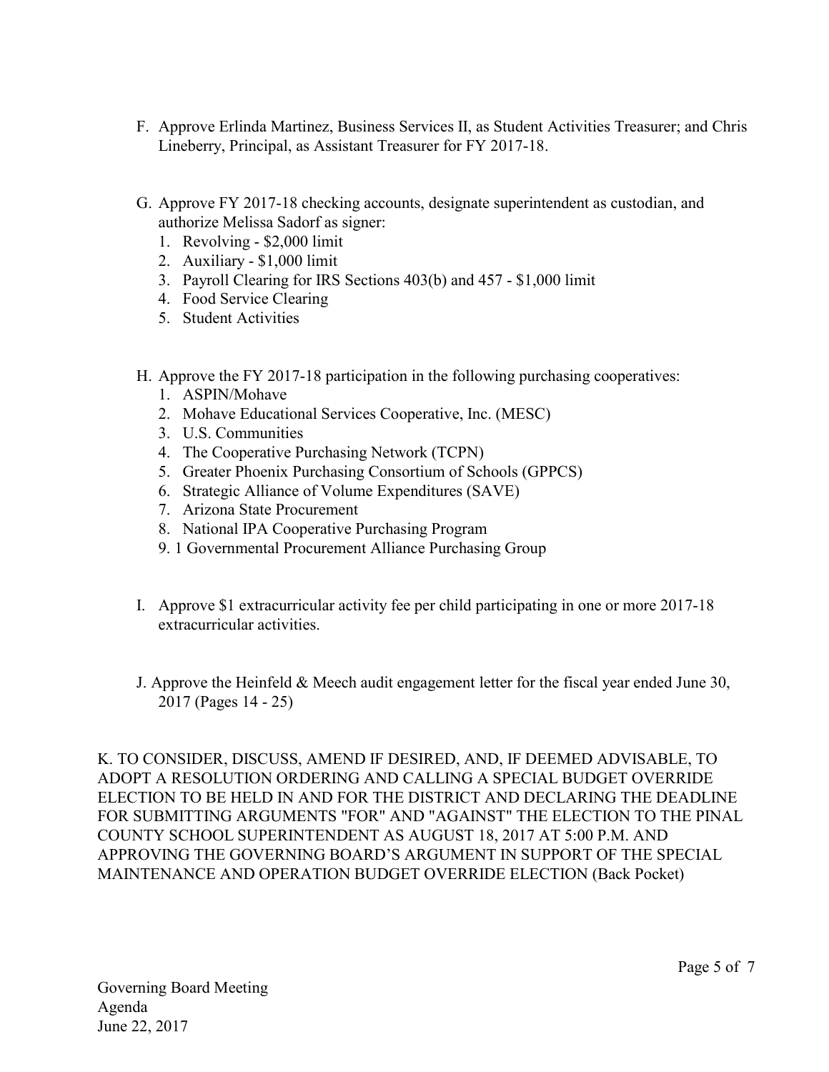F. Approve Erlinda Martinez, Business Services II, as Student Activities Treasurer; and Chris Lineberry, Principal, as Assistant Treasurer for FY 2017-18.

G. Approve FY 2017-18 checking accounts, designate superintendent as custodian, and authorize Melissa Sadorf as signer:
   1. Revolving - $2,000 limit
   2. Auxiliary - $1,000 limit
   3. Payroll Clearing for IRS Sections 403(b) and 457 - $1,000 limit
   4. Food Service Clearing
   5. Student Activities

H. Approve the FY 2017-18 participation in the following purchasing cooperatives:
   1. ASPIN/Mohave
   2. Mohave Educational Services Cooperative, Inc. (MESC)
   3. U.S. Communities
   4. The Cooperative Purchasing Network (TCPN)
   5. Greater Phoenix Purchasing Consortium of Schools (GPPCS)
   6. Strategic Alliance of Volume Expenditures (SAVE)
   7. Arizona State Procurement
   8. National IPA Cooperative Purchasing Program
   9. 1 Governmental Procurement Alliance Purchasing Group

I. Approve $1 extracurricular activity fee per child participating in one or more 2017-18 extracurricular activities.

J. Approve the Heinfeld & Meech audit engagement letter for the fiscal year ended June 30, 2017 (Pages 14 - 25)

K. TO CONSIDER, DISCUSS, AMEND IF DESIRED, AND, IF DEEMED ADVISABLE, TO ADOPT A RESOLUTION ORDERING AND CALLING A SPECIAL BUDGET OVERRIDE ELECTION TO BE HELD IN AND FOR THE DISTRICT AND DECLARING THE DEADLINE FOR SUBMITTING ARGUMENTS "FOR" AND "AGAINST" THE ELECTION TO THE PINAL COUNTY SCHOOL SUPERINTENDENT AS AUGUST 18, 2017 AT 5:00 P.M. AND APPROVING THE GOVERNING BOARD'S ARGUMENT IN SUPPORT OF THE SPECIAL MAINTENANCE AND OPERATION BUDGET OVERRIDE ELECTION (Back Pocket)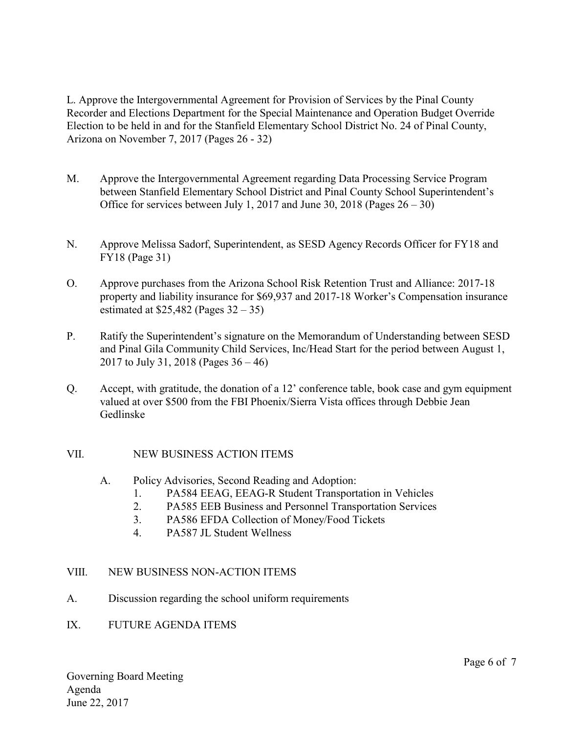L. Approve the Intergovernmental Agreement for Provision of Services by the Pinal County Recorder and Elections Department for the Special Maintenance and Operation Budget Override Election to be held in and for the Stanfield Elementary School District No. 24 of Pinal County, Arizona on November 7, 2017 (Pages 26 - 32)

M. Approve the Intergovernmental Agreement regarding Data Processing Service Program between Stanfield Elementary School District and Pinal County School Superintendent's Office for services between July 1, 2017 and June 30, 2018 (Pages 26 – 30)

N. Approve Melissa Sadorf, Superintendent, as SESD Agency Records Officer for FY18 and FY18 (Page 31)

O. Approve purchases from the Arizona School Risk Retention Trust and Alliance: 2017-18 property and liability insurance for $69,937 and 2017-18 Worker's Compensation insurance estimated at $25,482 (Pages 32 – 35)

P. Ratify the Superintendent's signature on the Memorandum of Understanding between SESD and Pinal Gila Community Child Services, Inc/Head Start for the period between August 1, 2017 to July 31, 2018 (Pages 36 – 46)

Q. Accept, with gratitude, the donation of a 12' conference table, book case and gym equipment valued at over $500 from the FBI Phoenix/Sierra Vista offices through Debbie Jean Gedlinske

## VII. NEW BUSINESS ACTION ITEMS

A. Policy Advisories, Second Reading and Adoption:
   1. PA584 EEAG, EEAG-R Student Transportation in Vehicles
   2. PA585 EEB Business and Personnel Transportation Services
   3. PA586 EFDA Collection of Money/Food Tickets
   4. PA587 JL Student Wellness

## VIII. NEW BUSINESS NON-ACTION ITEMS

A. Discussion regarding the school uniform requirements

## IX. FUTURE AGENDA ITEMS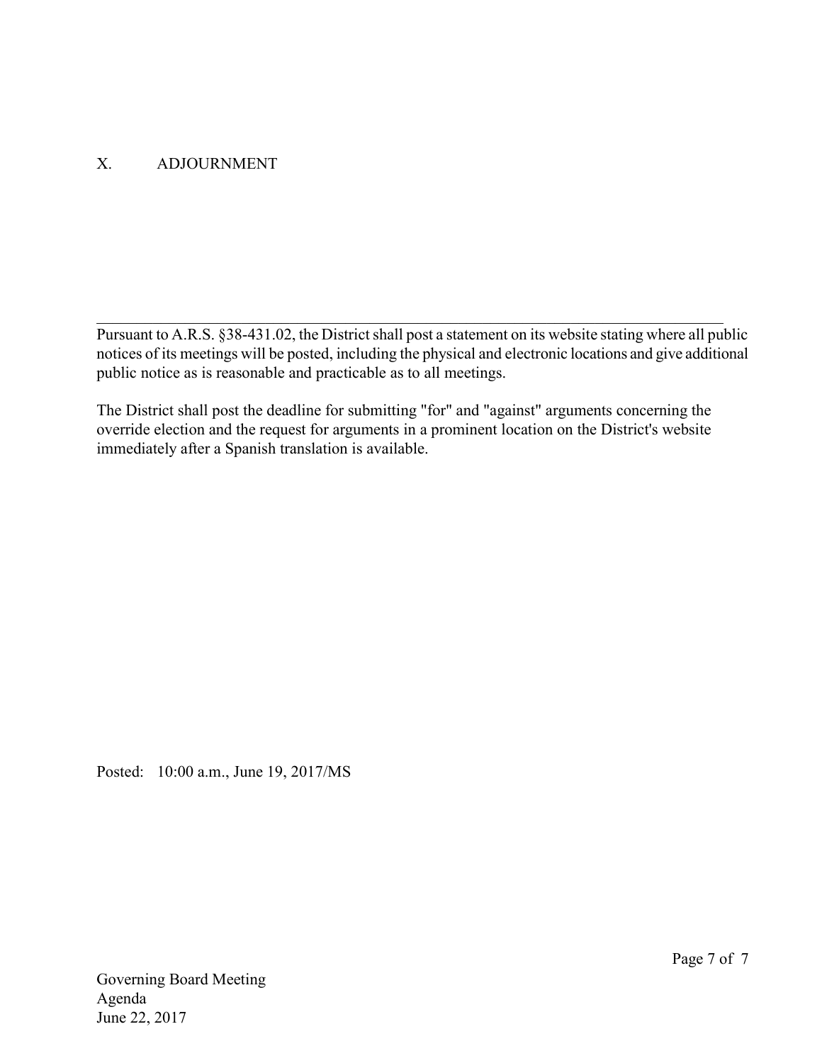X. ADJOURNMENT

---

Pursuant to A.R.S. §38-431.02, the District shall post a statement on its website stating where all public notices of its meetings will be posted, including the physical and electronic locations and give additional public notice as is reasonable and practicable as to all meetings.

The District shall post the deadline for submitting "for" and "against" arguments concerning the override election and the request for arguments in a prominent location on the District's website immediately after a Spanish translation is available.

Posted: 10:00 a.m., June 19, 2017/MS